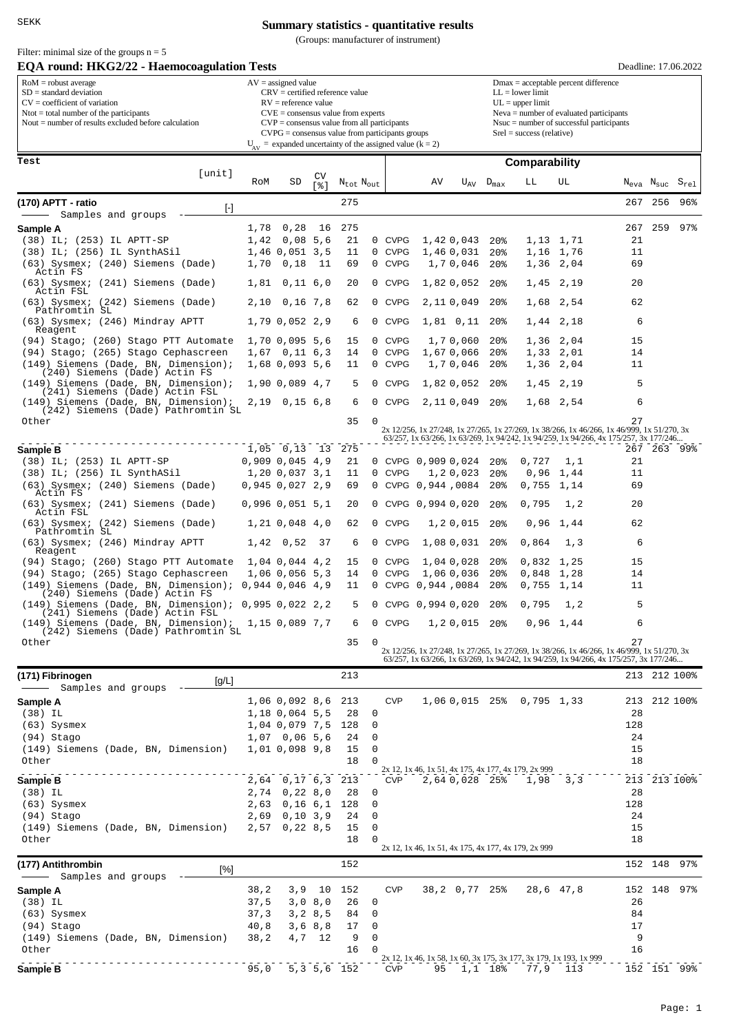SEKK

# Summary statistics - quantitative results

(Groups: manufacturer of instrument)

Filter: minimal size of the groups n = 5

## EQA round: HKG2/22 - Haemocoagulation Tests

Deadline: 17.06.2022

| | | |
|---|---|---|
| RoM = robust average | AV = assigned value | Dmax = acceptable percent difference |
| SD = standard deviation | CRV = certified reference value | LL = lower limit |
| CV = coefficient of variation | RV = reference value | UL = upper limit |
| Ntot = total number of the participants | CVE = consensus value from experts | Neva = number of evaluated participants |
| Nout = number of results excluded before calculation | CVP = consensus value from all participants | Nsuc = number of successful participants |
| | CVPG = consensus value from participants groups | Srel = success (relative) |
| | $U_{AV}$ = expanded uncertainty of the assigned value (k = 2) | |

| Test [unit] | RoM | SD | CV [%] | $N_{tot}$ | $N_{out}$ | | AV | $U_{AV}$ | $D_{max}$ | LL | UL | $N_{eva}$ | $N_{suc}$ | $S_{rel}$ |
|---|---|---|---|---|---|---|---|---|---|---|---|---|---|---|
| **(170) APTT - ratio** [-] | | | | 275 | | | | | | | | 267 | 256 | 96% |
| Samples and groups | | | | | | | | | | | | | | |
| **Sample A** | 1,78 | 0,28 | 16 | 275 | | | | | | | | 267 | 259 | 97% |
| (38) IL; (253) IL APTT-SP | 1,42 | 0,08 | 5,6 | 21 | 0 | CVPG | 1,42 | 0,043 | 20% | 1,13 | 1,71 | 21 | | |
| (38) IL; (256) IL SynthASil | 1,46 | 0,051 | 3,5 | 11 | 0 | CVPG | 1,46 | 0,031 | 20% | 1,16 | 1,76 | 11 | | |
| (63) Sysmex; (240) Siemens (Dade) Actin FS | 1,70 | 0,18 | 11 | 69 | 0 | CVPG | 1,7 | 0,046 | 20% | 1,36 | 2,04 | 69 | | |
| (63) Sysmex; (241) Siemens (Dade) Actin FSL | 1,81 | 0,11 | 6,0 | 20 | 0 | CVPG | 1,82 | 0,052 | 20% | 1,45 | 2,19 | 20 | | |
| (63) Sysmex; (242) Siemens (Dade) Pathromtin SL | 2,10 | 0,16 | 7,8 | 62 | 0 | CVPG | 2,11 | 0,049 | 20% | 1,68 | 2,54 | 62 | | |
| (63) Sysmex; (246) Mindray APTT Reagent | 1,79 | 0,052 | 2,9 | 6 | 0 | CVPG | 1,81 | 0,11 | 20% | 1,44 | 2,18 | 6 | | |
| (94) Stago; (260) Stago PTT Automate | 1,70 | 0,095 | 5,6 | 15 | 0 | CVPG | 1,7 | 0,060 | 20% | 1,36 | 2,04 | 15 | | |
| (94) Stago; (265) Stago Cephascreen | 1,67 | 0,11 | 6,3 | 14 | 0 | CVPG | 1,67 | 0,066 | 20% | 1,33 | 2,01 | 14 | | |
| (149) Siemens (Dade, BN, Dimension); (240) Siemens (Dade) Actin FS | 1,68 | 0,093 | 5,6 | 11 | 0 | CVPG | 1,7 | 0,046 | 20% | 1,36 | 2,04 | 11 | | |
| (149) Siemens (Dade, BN, Dimension); (241) Siemens (Dade) Actin FSL | 1,90 | 0,089 | 4,7 | 5 | 0 | CVPG | 1,82 | 0,052 | 20% | 1,45 | 2,19 | 5 | | |
| (149) Siemens (Dade, BN, Dimension); (242) Siemens (Dade) Pathromtin SL | 2,19 | 0,15 | 6,8 | 6 | 0 | CVPG | 2,11 | 0,049 | 20% | 1,68 | 2,54 | 6 | | |
| Other | | | | 35 | 0 | 2x 12/256, 1x 27/248, 1x 27/265, 1x 27/269, 1x 38/266, 1x 46/266, 1x 46/999, 1x 51/270, 3x 63/257, 1x 63/266, 1x 63/269, 1x 94/242, 1x 94/259, 1x 94/266, 4x 175/257, 3x 177/246... | | | | | | 27 | | |
| **Sample B** | 1,05 | 0,13 | 13 | 275 | | | | | | | | 267 | 263 | 99% |
| (38) IL; (253) IL APTT-SP | 0,909 | 0,045 | 4,9 | 21 | 0 | CVPG | 0,909 | 0,024 | 20% | 0,727 | 1,1 | 21 | | |
| (38) IL; (256) IL SynthASil | 1,20 | 0,037 | 3,1 | 11 | 0 | CVPG | 1,2 | 0,023 | 20% | 0,96 | 1,44 | 11 | | |
| (63) Sysmex; (240) Siemens (Dade) Actin FS | 0,945 | 0,027 | 2,9 | 69 | 0 | CVPG | 0,944 | ,0084 | 20% | 0,755 | 1,14 | 69 | | |
| (63) Sysmex; (241) Siemens (Dade) Actin FSL | 0,996 | 0,051 | 5,1 | 20 | 0 | CVPG | 0,994 | 0,020 | 20% | 0,795 | 1,2 | 20 | | |
| (63) Sysmex; (242) Siemens (Dade) Pathromtin SL | 1,21 | 0,048 | 4,0 | 62 | 0 | CVPG | 1,2 | 0,015 | 20% | 0,96 | 1,44 | 62 | | |
| (63) Sysmex; (246) Mindray APTT Reagent | 1,42 | 0,52 | 37 | 6 | 0 | CVPG | 1,08 | 0,031 | 20% | 0,864 | 1,3 | 6 | | |
| (94) Stago; (260) Stago PTT Automate | 1,04 | 0,044 | 4,2 | 15 | 0 | CVPG | 1,04 | 0,028 | 20% | 0,832 | 1,25 | 15 | | |
| (94) Stago; (265) Stago Cephascreen | 1,06 | 0,056 | 5,3 | 14 | 0 | CVPG | 1,06 | 0,036 | 20% | 0,848 | 1,28 | 14 | | |
| (149) Siemens (Dade, BN, Dimension); (240) Siemens (Dade) Actin FS | 0,944 | 0,046 | 4,9 | 11 | 0 | CVPG | 0,944 | ,0084 | 20% | 0,755 | 1,14 | 11 | | |
| (149) Siemens (Dade, BN, Dimension); (241) Siemens (Dade) Actin FSL | 0,995 | 0,022 | 2,2 | 5 | 0 | CVPG | 0,994 | 0,020 | 20% | 0,795 | 1,2 | 5 | | |
| (149) Siemens (Dade, BN, Dimension); (242) Siemens (Dade) Pathromtin SL | 1,15 | 0,089 | 7,7 | 6 | 0 | CVPG | 1,2 | 0,015 | 20% | 0,96 | 1,44 | 6 | | |
| Other | | | | 35 | 0 | 2x 12/256, 1x 27/248, 1x 27/265, 1x 27/269, 1x 38/266, 1x 46/266, 1x 46/999, 1x 51/270, 3x 63/257, 1x 63/266, 1x 63/269, 1x 94/242, 1x 94/259, 1x 94/266, 4x 175/257, 3x 177/246... | | | | | | 27 | | |
| **(171) Fibrinogen** [g/L] | | | | 213 | | | | | | | | 213 | 212 | 100% |
| Samples and groups | | | | | | | | | | | | | | |
| **Sample A** | 1,06 | 0,092 | 8,6 | 213 | | CVP | 1,06 | 0,015 | 25% | 0,795 | 1,33 | 213 | 212 | 100% |
| (38) IL | 1,18 | 0,064 | 5,5 | 28 | 0 | | | | | | | 28 | | |
| (63) Sysmex | 1,04 | 0,079 | 7,5 | 128 | 0 | | | | | | | 128 | | |
| (94) Stago | 1,07 | 0,06 | 5,6 | 24 | 0 | | | | | | | 24 | | |
| (149) Siemens (Dade, BN, Dimension) | 1,01 | 0,098 | 9,8 | 15 | 0 | | | | | | | 15 | | |
| Other | | | | 18 | 0 | 2x 12, 1x 46, 1x 51, 4x 175, 4x 177, 4x 179, 2x 999 | | | | | | 18 | | |
| **Sample B** | 2,64 | 0,17 | 6,3 | 213 | | CVP | 2,64 | 0,028 | 25% | 1,98 | 3,3 | 213 | 213 | 100% |
| (38) IL | 2,74 | 0,22 | 8,0 | 28 | 0 | | | | | | | 28 | | |
| (63) Sysmex | 2,63 | 0,16 | 6,1 | 128 | 0 | | | | | | | 128 | | |
| (94) Stago | 2,69 | 0,10 | 3,9 | 24 | 0 | | | | | | | 24 | | |
| (149) Siemens (Dade, BN, Dimension) | 2,57 | 0,22 | 8,5 | 15 | 0 | | | | | | | 15 | | |
| Other | | | | 18 | 0 | 2x 12, 1x 46, 1x 51, 4x 175, 4x 177, 4x 179, 2x 999 | | | | | | 18 | | |
| **(177) Antithrombin** [%] | | | | 152 | | | | | | | | 152 | 148 | 97% |
| Samples and groups | | | | | | | | | | | | | | |
| **Sample A** | 38,2 | 3,9 | 10 | 152 | | CVP | 38,2 | 0,77 | 25% | 28,6 | 47,8 | 152 | 148 | 97% |
| (38) IL | 37,5 | 3,0 | 8,0 | 26 | 0 | | | | | | | 26 | | |
| (63) Sysmex | 37,3 | 3,2 | 8,5 | 84 | 0 | | | | | | | 84 | | |
| (94) Stago | 40,8 | 3,6 | 8,8 | 17 | 0 | | | | | | | 17 | | |
| (149) Siemens (Dade, BN, Dimension) | 38,2 | 4,7 | 12 | 9 | 0 | | | | | | | 9 | | |
| Other | | | | 16 | 0 | 2x 12, 1x 46, 1x 58, 1x 60, 3x 175, 3x 177, 3x 179, 1x 193, 1x 999 | | | | | | 16 | | |
| **Sample B** | 95,0 | 5,3 | 5,6 | 152 | | CVP | 95 | 1,1 | 18% | 77,9 | 113 | 152 | 151 | 99% |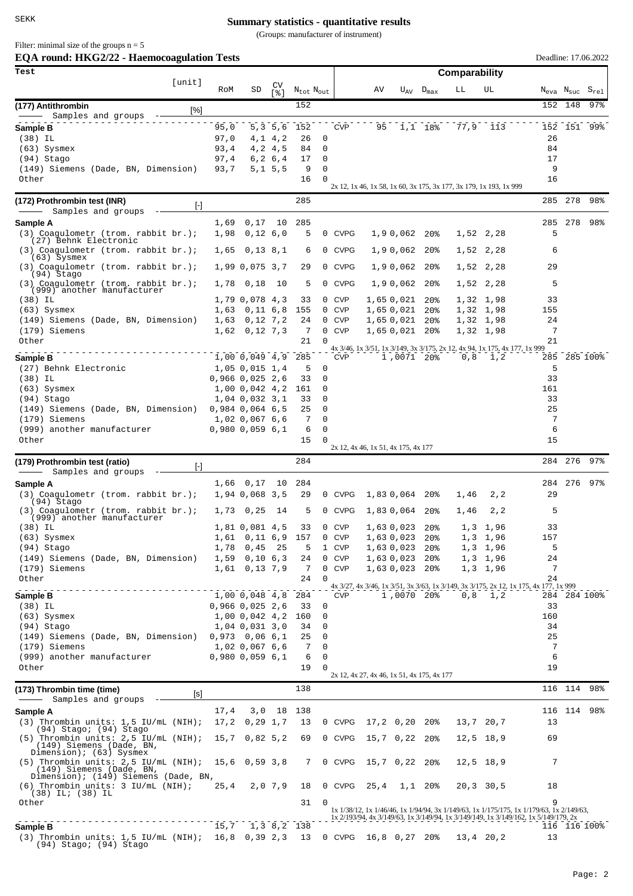SEKK

# Summary statistics - quantitative results

(Groups: manufacturer of instrument)

Filter: minimal size of the groups n = 5

## EQA round: HKG2/22 - Haemocoagulation Tests

Deadline: 17.06.2022

| Test [unit] | RoM | SD | CV [%] | $N_{tot}$ | $N_{out}$ | Comparability | AV | $U_{AV}$ | $D_{max}$ | LL | UL | $N_{eva}$ | $N_{suc}$ | $S_{rel}$ |
|---|---|---|---|---|---|---|---|---|---|---|---|---|---|---|
| **(177) Antithrombin** [%] — Samples and groups | | | | 152 | | | | | | | | 152 | 148 | 97% |
| **Sample B** | 95,0 | 5,3 | 5,6 | 152 | | CVP | 95 | 1,1 | 18% | 77,9 | 113 | 152 | 151 | 99% |
| (38) IL | 97,0 | 4,1 | 4,2 | 26 | 0 | | | | | | | 26 | | |
| (63) Sysmex | 93,4 | 4,2 | 4,5 | 84 | 0 | | | | | | | 84 | | |
| (94) Stago | 97,4 | 6,2 | 6,4 | 17 | 0 | | | | | | | 17 | | |
| (149) Siemens (Dade, BN, Dimension) | 93,7 | 5,1 | 5,5 | 9 | 0 | | | | | | | 9 | | |
| Other | | | | 16 | 0 | 2x 12, 1x 46, 1x 58, 1x 60, 3x 175, 3x 177, 3x 179, 1x 193, 1x 999 | | | | | | 16 | | |
| **(172) Prothrombin test (INR)** [-] — Samples and groups | | | | 285 | | | | | | | | 285 | 278 | 98% |
| **Sample A** | 1,69 | 0,17 | 10 | 285 | | | | | | | | 285 | 278 | 98% |
| (3) Coagulometr (trom. rabbit br.); (27) Behnk Electronic | 1,98 | 0,12 | 6,0 | 5 | 0 | CVPG | 1,9 | 0,062 | 20% | 1,52 | 2,28 | 5 | | |
| (3) Coagulometr (trom. rabbit br.); (63) Sysmex | 1,65 | 0,13 | 8,1 | 6 | 0 | CVPG | 1,9 | 0,062 | 20% | 1,52 | 2,28 | 6 | | |
| (3) Coagulometr (trom. rabbit br.); (94) Stago | 1,99 | 0,075 | 3,7 | 29 | 0 | CVPG | 1,9 | 0,062 | 20% | 1,52 | 2,28 | 29 | | |
| (3) Coagulometr (trom. rabbit br.); (999) another manufacturer | 1,78 | 0,18 | 10 | 5 | 0 | CVPG | 1,9 | 0,062 | 20% | 1,52 | 2,28 | 5 | | |
| (38) IL | 1,79 | 0,078 | 4,3 | 33 | 0 | CVP | 1,65 | 0,021 | 20% | 1,32 | 1,98 | 33 | | |
| (63) Sysmex | 1,63 | 0,11 | 6,8 | 155 | 0 | CVP | 1,65 | 0,021 | 20% | 1,32 | 1,98 | 155 | | |
| (149) Siemens (Dade, BN, Dimension) | 1,63 | 0,12 | 7,2 | 24 | 0 | CVP | 1,65 | 0,021 | 20% | 1,32 | 1,98 | 24 | | |
| (179) Siemens | 1,62 | 0,12 | 7,3 | 7 | 0 | CVP | 1,65 | 0,021 | 20% | 1,32 | 1,98 | 7 | | |
| Other | | | | 21 | 0 | 4x 3/46, 1x 3/51, 1x 3/149, 3x 3/175, 2x 12, 4x 94, 1x 175, 4x 177, 1x 999 | | | | | | 21 | | |
| **Sample B** | 1,00 | 0,049 | 4,9 | 285 | | CVP | 1,00 | 71 | 20% | 0,8 | 1,2 | 285 | 285 | 100% |
| (27) Behnk Electronic | 1,05 | 0,015 | 1,4 | 5 | 0 | | | | | | | 5 | | |
| (38) IL | 0,966 | 0,025 | 2,6 | 33 | 0 | | | | | | | 33 | | |
| (63) Sysmex | 1,00 | 0,042 | 4,2 | 161 | 0 | | | | | | | 161 | | |
| (94) Stago | 1,04 | 0,032 | 3,1 | 33 | 0 | | | | | | | 33 | | |
| (149) Siemens (Dade, BN, Dimension) | 0,984 | 0,064 | 6,5 | 25 | 0 | | | | | | | 25 | | |
| (179) Siemens | 1,02 | 0,067 | 6,6 | 7 | 0 | | | | | | | 7 | | |
| (999) another manufacturer | 0,980 | 0,059 | 6,1 | 6 | 0 | | | | | | | 6 | | |
| Other | | | | 15 | 0 | 2x 12, 4x 46, 1x 51, 4x 175, 4x 177 | | | | | | 15 | | |
| **(179) Prothrombin test (ratio)** [-] — Samples and groups | | | | 284 | | | | | | | | 284 | 276 | 97% |
| **Sample A** | 1,66 | 0,17 | 10 | 284 | | | | | | | | 284 | 276 | 97% |
| (3) Coagulometr (trom. rabbit br.); (94) Stago | 1,94 | 0,068 | 3,5 | 29 | 0 | CVPG | 1,83 | 0,064 | 20% | 1,46 | 2,2 | 29 | | |
| (3) Coagulometr (trom. rabbit br.); (999) another manufacturer | 1,73 | 0,25 | 14 | 5 | 0 | CVPG | 1,83 | 0,064 | 20% | 1,46 | 2,2 | 5 | | |
| (38) IL | 1,81 | 0,081 | 4,5 | 33 | 0 | CVP | 1,63 | 0,023 | 20% | 1,3 | 1,96 | 33 | | |
| (63) Sysmex | 1,61 | 0,11 | 6,9 | 157 | 0 | CVP | 1,63 | 0,023 | 20% | 1,3 | 1,96 | 157 | | |
| (94) Stago | 1,78 | 0,45 | 25 | 5 | 1 | CVP | 1,63 | 0,023 | 20% | 1,3 | 1,96 | 5 | | |
| (149) Siemens (Dade, BN, Dimension) | 1,59 | 0,10 | 6,3 | 24 | 0 | CVP | 1,63 | 0,023 | 20% | 1,3 | 1,96 | 24 | | |
| (179) Siemens | 1,61 | 0,13 | 7,9 | 7 | 0 | CVP | 1,63 | 0,023 | 20% | 1,3 | 1,96 | 7 | | |
| Other | | | | 24 | 0 | 4x 3/27, 4x 3/46, 1x 3/51, 3x 3/63, 1x 3/149, 3x 3/175, 2x 12, 1x 175, 4x 177, 1x 999 | | | | | | 24 | | |
| **Sample B** | 1,00 | 0,048 | 4,8 | 284 | | CVP | 1,00 | 70 | 20% | 0,8 | 1,2 | 284 | 284 | 100% |
| (38) IL | 0,966 | 0,025 | 2,6 | 33 | 0 | | | | | | | 33 | | |
| (63) Sysmex | 1,00 | 0,042 | 4,2 | 160 | 0 | | | | | | | 160 | | |
| (94) Stago | 1,04 | 0,031 | 3,0 | 34 | 0 | | | | | | | 34 | | |
| (149) Siemens (Dade, BN, Dimension) | 0,973 | 0,06 | 6,1 | 25 | 0 | | | | | | | 25 | | |
| (179) Siemens | 1,02 | 0,067 | 6,6 | 7 | 0 | | | | | | | 7 | | |
| (999) another manufacturer | 0,980 | 0,059 | 6,1 | 6 | 0 | | | | | | | 6 | | |
| Other | | | | 19 | 0 | 2x 12, 4x 27, 4x 46, 1x 51, 4x 175, 4x 177 | | | | | | 19 | | |
| **(173) Thrombin time (time)** [s] — Samples and groups | | | | 138 | | | | | | | | 116 | 114 | 98% |
| **Sample A** | 17,4 | 3,0 | 18 | 138 | | | | | | | | 116 | 114 | 98% |
| (3) Thrombin units: 1,5 IU/mL (NIH); (94) Stago; (94) Stago | 17,2 | 0,29 | 1,7 | 13 | 0 | CVPG | 17,2 | 0,20 | 20% | 13,7 | 20,7 | 13 | | |
| (5) Thrombin units: 2,5 IU/mL (NIH); (149) Siemens (Dade, BN, Dimension); (63) Sysmex | 15,7 | 0,82 | 5,2 | 69 | 0 | CVPG | 15,7 | 0,22 | 20% | 12,5 | 18,9 | 69 | | |
| (5) Thrombin units: 2,5 IU/mL (NIH); (149) Siemens (Dade, BN, Dimension); (149) Siemens (Dade, BN, | 15,6 | 0,59 | 3,8 | 7 | 0 | CVPG | 15,7 | 0,22 | 20% | 12,5 | 18,9 | 7 | | |
| (6) Thrombin units: 3 IU/mL (NIH); (38) IL; (38) IL | 25,4 | 2,0 | 7,9 | 18 | 0 | CVPG | 25,4 | 1,1 | 20% | 20,3 | 30,5 | 18 | | |
| Other | | | | 31 | 0 | 1x 1/38/12, 1x 1/46/46, 1x 1/94/94, 3x 1/149/63, 1x 1/175/175, 1x 1/179/63, 1x 2/149/63, 1x 2/193/94, 4x 3/149/63, 1x 3/149/94, 1x 3/149/149, 1x 3/149/162, 1x 5/149/179, 2x | | | | | | 9 | | |
| **Sample B** | 15,7 | 1,3 | 8,2 | 138 | | | | | | | | 116 | 116 | 100% |
| (3) Thrombin units: 1,5 IU/mL (NIH); (94) Stago; (94) Stago | 16,8 | 0,39 | 2,3 | 13 | 0 | CVPG | 16,8 | 0,27 | 20% | 13,4 | 20,2 | 13 | | |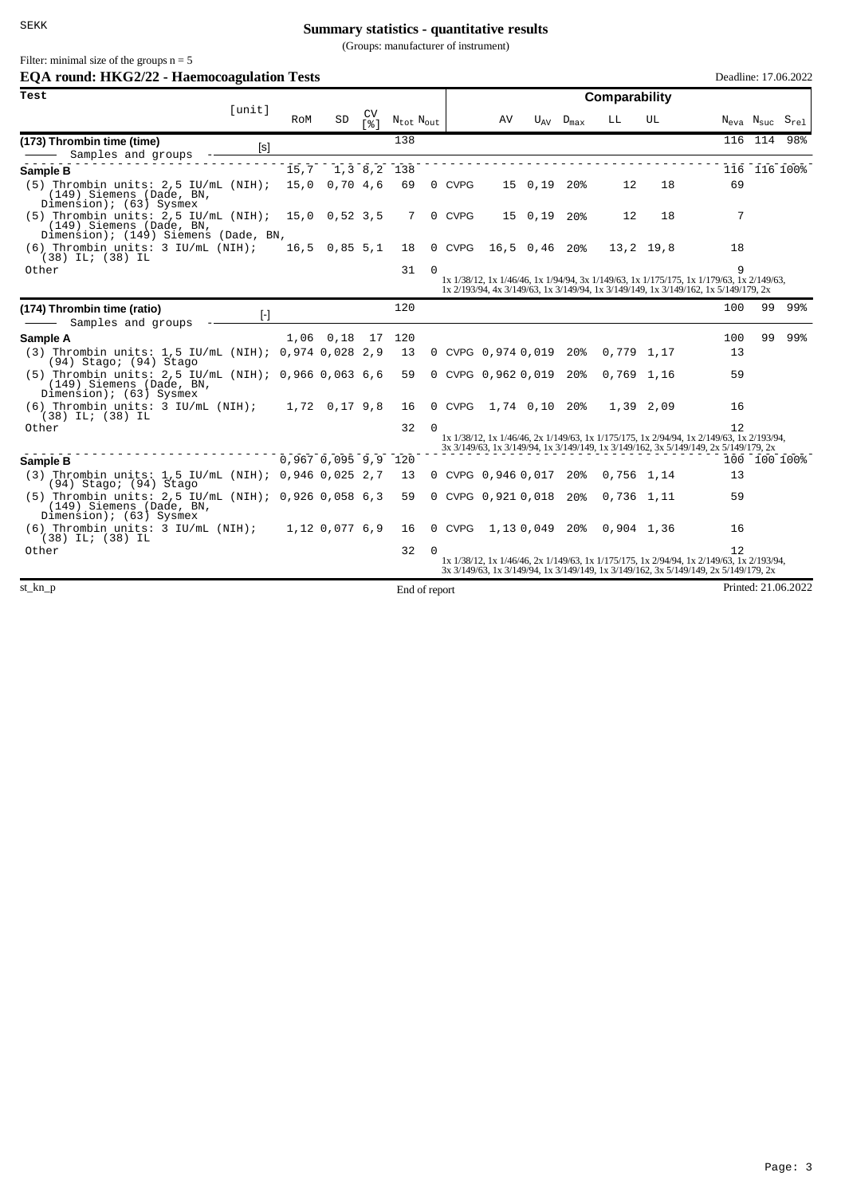SEKK

# Summary statistics - quantitative results

(Groups: manufacturer of instrument)

Filter: minimal size of the groups n = 5

## EQA round: HKG2/22 - Haemocoagulation Tests

Deadline: 17.06.2022

| Test [unit] | RoM | SD | CV [%] | $N_{tot}$ | $N_{out}$ | | AV | $U_{AV}$ | $D_{max}$ | LL | UL | $N_{eva}$ | $N_{suc}$ | $S_{rel}$ |
|---|---|---|---|---|---|---|---|---|---|---|---|---|---|---|
| | | | | | | Comparability | | | | | | | | |
| **(173) Thrombin time (time)** [s] — Samples and groups | | | | 138 | | | | | | | | 116 | 114 | 98% |
| **Sample B** | 15,7 | 1,3 | 8,2 | 138 | | | | | | | | 116 | 116 | 100% |
| (5) Thrombin units: 2,5 IU/mL (NIH); (149) Siemens (Dade, BN, Dimension); (63) Sysmex | 15,0 | 0,70 | 4,6 | 69 | 0 | CVPG | 15 | 0,19 | 20% | 12 | 18 | 69 | | |
| (5) Thrombin units: 2,5 IU/mL (NIH); (149) Siemens (Dade, BN, Dimension); (149) Siemens (Dade, BN, | 15,0 | 0,52 | 3,5 | 7 | 0 | CVPG | 15 | 0,19 | 20% | 12 | 18 | 7 | | |
| (6) Thrombin units: 3 IU/mL (NIH); (38) IL; (38) IL | 16,5 | 0,85 | 5,1 | 18 | 0 | CVPG | 16,5 | 0,46 | 20% | 13,2 | 19,8 | 18 | | |
| Other | | | | 31 | 0 | 1x 1/38/12, 1x 1/46/46, 1x 1/94/94, 3x 1/149/63, 1x 1/175/175, 1x 1/179/63, 1x 2/149/63, 1x 2/193/94, 4x 3/149/63, 1x 3/149/94, 1x 3/149/149, 1x 3/149/162, 1x 5/149/179, 2x | | | | | | 9 | | |
| **(174) Thrombin time (ratio)** [-] — Samples and groups | | | | 120 | | | | | | | | 100 | 99 | 99% |
| **Sample A** | 1,06 | 0,18 | 17 | 120 | | | | | | | | 100 | 99 | 99% |
| (3) Thrombin units: 1,5 IU/mL (NIH); (94) Stago; (94) Stago | 0,974 | 0,028 | 2,9 | 13 | 0 | CVPG | 0,974 | 0,019 | 20% | 0,779 | 1,17 | 13 | | |
| (5) Thrombin units: 2,5 IU/mL (NIH); (149) Siemens (Dade, BN, Dimension); (63) Sysmex | 0,966 | 0,063 | 6,6 | 59 | 0 | CVPG | 0,962 | 0,019 | 20% | 0,769 | 1,16 | 59 | | |
| (6) Thrombin units: 3 IU/mL (NIH); (38) IL; (38) IL | 1,72 | 0,17 | 9,8 | 16 | 0 | CVPG | 1,74 | 0,10 | 20% | 1,39 | 2,09 | 16 | | |
| Other | | | | 32 | 0 | 1x 1/38/12, 1x 1/46/46, 2x 1/149/63, 1x 1/175/175, 1x 2/94/94, 1x 2/149/63, 1x 2/193/94, 3x 3/149/63, 1x 3/149/94, 1x 3/149/149, 1x 3/149/162, 3x 5/149/149, 2x 5/149/179, 2x | | | | | | 12 | | |
| **Sample B** | 0,967 | 0,095 | 9,9 | 120 | | | | | | | | 100 | 100 | 100% |
| (3) Thrombin units: 1,5 IU/mL (NIH); (94) Stago; (94) Stago | 0,946 | 0,025 | 2,7 | 13 | 0 | CVPG | 0,946 | 0,017 | 20% | 0,756 | 1,14 | 13 | | |
| (5) Thrombin units: 2,5 IU/mL (NIH); (149) Siemens (Dade, BN, Dimension); (63) Sysmex | 0,926 | 0,058 | 6,3 | 59 | 0 | CVPG | 0,921 | 0,018 | 20% | 0,736 | 1,11 | 59 | | |
| (6) Thrombin units: 3 IU/mL (NIH); (38) IL; (38) IL | 1,12 | 0,077 | 6,9 | 16 | 0 | CVPG | 1,13 | 0,049 | 20% | 0,904 | 1,36 | 16 | | |
| Other | | | | 32 | 0 | 1x 1/38/12, 1x 1/46/46, 2x 1/149/63, 1x 1/175/175, 1x 2/94/94, 1x 2/149/63, 1x 2/193/94, 3x 3/149/63, 1x 3/149/94, 1x 3/149/149, 1x 3/149/162, 3x 5/149/149, 2x 5/149/179, 2x | | | | | | 12 | | |

st_kn_p

End of report

Printed: 21.06.2022